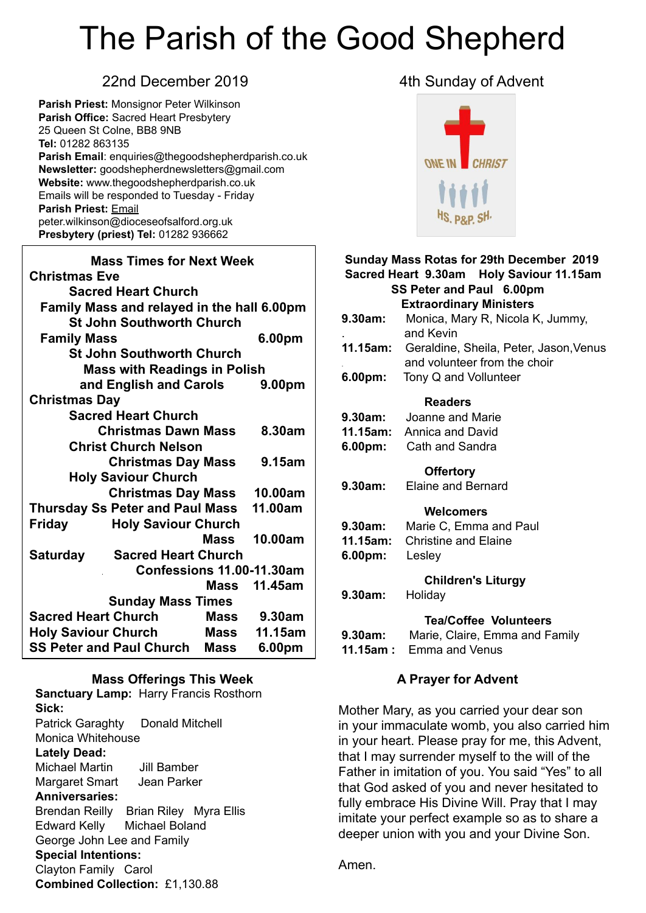# The Parish of the Good Shepherd

## 22nd December 2019

## 4th Sunday of Advent

**Parish Priest:** Monsignor Peter Wilkinson
**Parish Office:** Sacred Heart Presbytery
25 Queen St Colne, BB8 9NB
**Tel:** 01282 863135
**Parish Email**: enquiries@thegoodshepherdparish.co.uk
**Newsletter:** goodshepherdnewsletters@gmail.com
**Website:** www.thegoodshepherdparish.co.uk
Emails will be responded to Tuesday - Friday
**Parish Priest:** Email
peter.wilkinson@dioceseofsalford.org.uk
**Presbytery (priest) Tel:** 01282 936662

ONE IN CHRIST
HS. P&P. SH.

### Mass Times for Next Week

**Christmas Eve**

**Sacred Heart Church**
**Family Mass and relayed in the hall 6.00pm**

**St John Southworth Church**
**Family Mass** — **6.00pm**

**St John Southworth Church**
**Mass with Readings in Polish and English and Carols** — **9.00pm**

**Christmas Day**

**Sacred Heart Church**
**Christmas Dawn Mass** — **8.30am**

**Christ Church Nelson**
**Christmas Day Mass** — **9.15am**

**Holy Saviour Church**
**Christmas Day Mass** — **10.00am**

**Thursday Ss Peter and Paul Mass** — **11.00am**

**Friday** — **Holy Saviour Church**
**Mass** — **10.00am**

**Saturday** — **Sacred Heart Church**
**Confessions 11.00-11.30am**
**Mass** — **11.45am**

**Sunday Mass Times**

| | | |
|---|---|---|
| **Sacred Heart Church** | **Mass** | **9.30am** |
| **Holy Saviour Church** | **Mass** | **11.15am** |
| **SS Peter and Paul Church** | **Mass** | **6.00pm** |

### Mass Offerings This Week

**Sanctuary Lamp:** Harry Francis Rosthorn
**Sick:**
Patrick Garaghty Donald Mitchell
Monica Whitehouse
**Lately Dead:**
Michael Martin Jill Bamber
Margaret Smart Jean Parker
**Anniversaries:**
Brendan Reilly Brian Riley Myra Ellis
Edward Kelly Michael Boland
George John Lee and Family
**Special Intentions:**
Clayton Family Carol
**Combined Collection:** £1,130.88

### Sunday Mass Rotas for 29th December 2019

**Sacred Heart 9.30am Holy Saviour 11.15am**
**SS Peter and Paul 6.00pm**

**Extraordinary Ministers**

**9.30am:** Monica, Mary R, Nicola K, Jummy, and Kevin
**11.15am:** Geraldine, Sheila, Peter, Jason,Venus and volunteer from the choir
**6.00pm:** Tony Q and Vollunteer

**Readers**

**9.30am:** Joanne and Marie
**11.15am:** Annica and David
**6.00pm:** Cath and Sandra

**Offertory**

**9.30am:** Elaine and Bernard

**Welcomers**

**9.30am:** Marie C, Emma and Paul
**11.15am:** Christine and Elaine
**6.00pm:** Lesley

**Children's Liturgy**

**9.30am:** Holiday

**Tea/Coffee Volunteers**

**9.30am:** Marie, Claire, Emma and Family
**11.15am :** Emma and Venus

### A Prayer for Advent

Mother Mary, as you carried your dear son in your immaculate womb, you also carried him in your heart. Please pray for me, this Advent, that I may surrender myself to the will of the Father in imitation of you. You said "Yes" to all that God asked of you and never hesitated to fully embrace His Divine Will. Pray that I may imitate your perfect example so as to share a deeper union with you and your Divine Son.

Amen.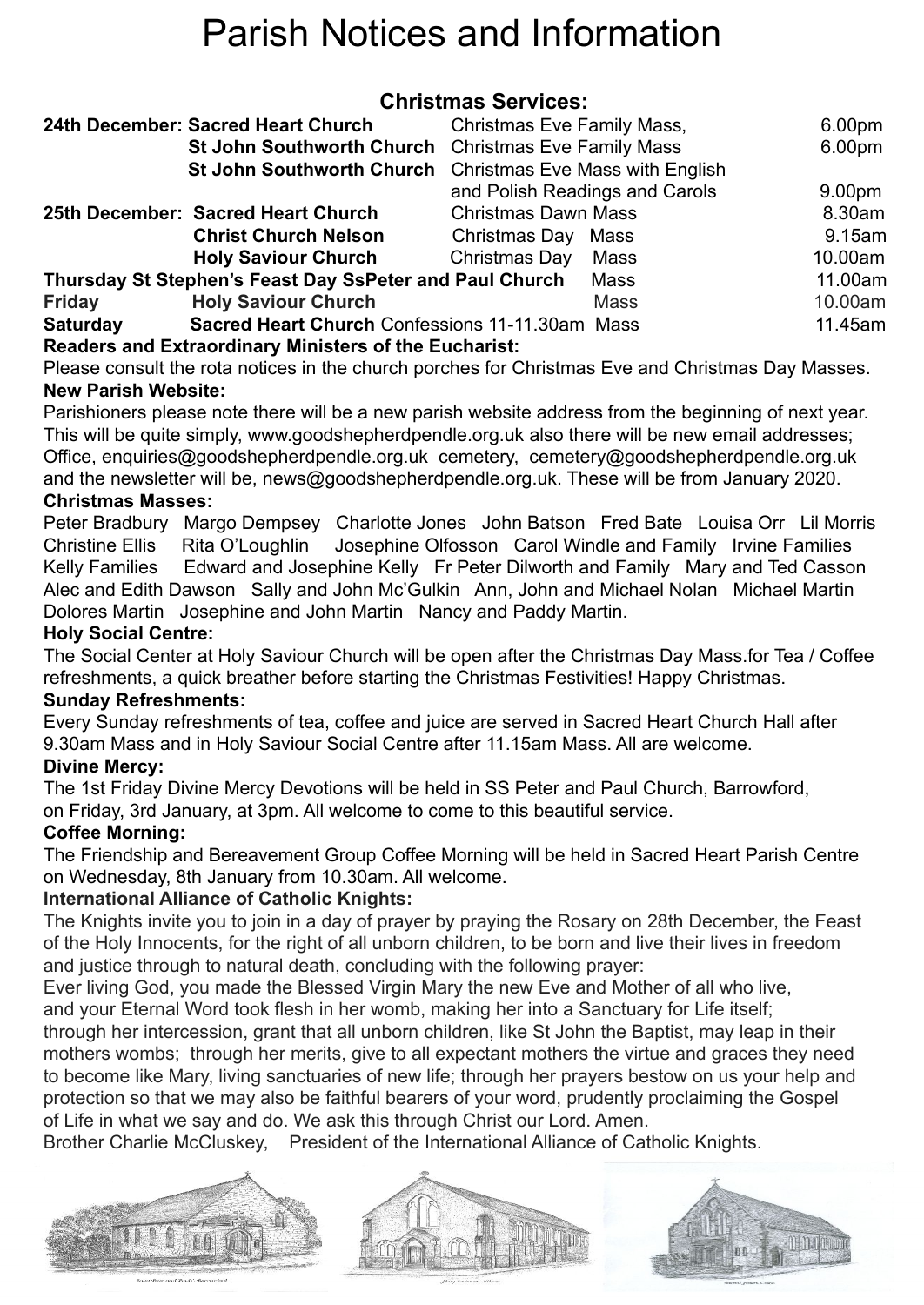# Parish Notices and Information

## Christmas Services:

| | | | |
|---|---|---|---|
| **24th December: Sacred Heart Church** | | Christmas Eve Family Mass, | 6.00pm |
| | **St John Southworth Church** | Christmas Eve Family Mass | 6.00pm |
| | **St John Southworth Church** | Christmas Eve Mass with English and Polish Readings and Carols | 9.00pm |
| **25th December: Sacred Heart Church** | | Christmas Dawn Mass | 8.30am |
| | **Christ Church Nelson** | Christmas Day Mass | 9.15am |
| | **Holy Saviour Church** | Christmas Day Mass | 10.00am |
| **Thursday St Stephen's Feast Day SsPeter and Paul Church** | | Mass | 11.00am |
| **Friday** | **Holy Saviour Church** | Mass | 10.00am |
| **Saturday** | **Sacred Heart Church** Confessions 11-11.30am | Mass | 11.45am |

**Readers and Extraordinary Ministers of the Eucharist:**

Please consult the rota notices in the church porches for Christmas Eve and Christmas Day Masses.

**New Parish Website:**

Parishioners please note there will be a new parish website address from the beginning of next year. This will be quite simply, www.goodshepherdpendle.org.uk also there will be new email addresses; Office, enquiries@goodshepherdpendle.org.uk cemetery, cemetery@goodshepherdpendle.org.uk and the newsletter will be, news@goodshepherdpendle.org.uk. These will be from January 2020.

**Christmas Masses:**

Peter Bradbury Margo Dempsey Charlotte Jones John Batson Fred Bate Louisa Orr Lil Morris Christine Ellis Rita O'Loughlin Josephine Olfosson Carol Windle and Family Irvine Families Kelly Families Edward and Josephine Kelly Fr Peter Dilworth and Family Mary and Ted Casson Alec and Edith Dawson Sally and John Mc'Gulkin Ann, John and Michael Nolan Michael Martin Dolores Martin Josephine and John Martin Nancy and Paddy Martin.

**Holy Social Centre:**

The Social Center at Holy Saviour Church will be open after the Christmas Day Mass.for Tea / Coffee refreshments, a quick breather before starting the Christmas Festivities! Happy Christmas.

**Sunday Refreshments:**

Every Sunday refreshments of tea, coffee and juice are served in Sacred Heart Church Hall after 9.30am Mass and in Holy Saviour Social Centre after 11.15am Mass. All are welcome.

**Divine Mercy:**

The 1st Friday Divine Mercy Devotions will be held in SS Peter and Paul Church, Barrowford, on Friday, 3rd January, at 3pm. All welcome to come to this beautiful service.

**Coffee Morning:**

The Friendship and Bereavement Group Coffee Morning will be held in Sacred Heart Parish Centre on Wednesday, 8th January from 10.30am. All welcome.

**International Alliance of Catholic Knights:**

The Knights invite you to join in a day of prayer by praying the Rosary on 28th December, the Feast of the Holy Innocents, for the right of all unborn children, to be born and live their lives in freedom and justice through to natural death, concluding with the following prayer:

Ever living God, you made the Blessed Virgin Mary the new Eve and Mother of all who live, and your Eternal Word took flesh in her womb, making her into a Sanctuary for Life itself; through her intercession, grant that all unborn children, like St John the Baptist, may leap in their mothers wombs; through her merits, give to all expectant mothers the virtue and graces they need to become like Mary, living sanctuaries of new life; through her prayers bestow on us your help and protection so that we may also be faithful bearers of your word, prudently proclaiming the Gospel of Life in what we say and do. We ask this through Christ our Lord. Amen.

Brother Charlie McCluskey, President of the International Alliance of Catholic Knights.